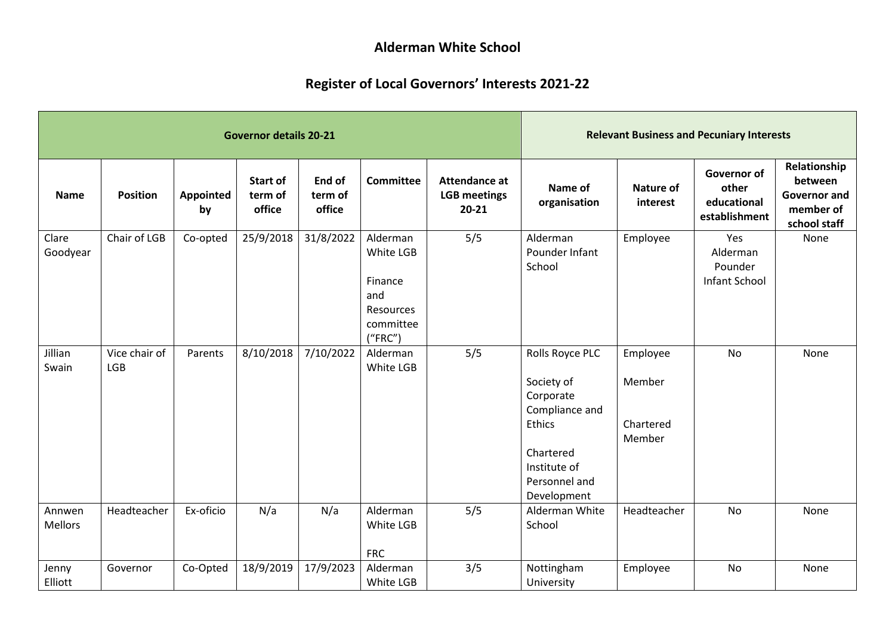# Alderman White School

## Register of Local Governors' Interests 2021-22

| Governor details 20-21 | | | | | | | Relevant Business and Pecuniary Interests | | | |
|---|---|---|---|---|---|---|---|---|---|---|
| **Name** | **Position** | **Appointed by** | **Start of term of office** | **End of term of office** | **Committee** | **Attendance at LGB meetings 20-21** | **Name of organisation** | **Nature of interest** | **Governor of other educational establishment** | **Relationship between Governor and member of school staff** |
| Clare Goodyear | Chair of LGB | Co-opted | 25/9/2018 | 31/8/2022 | Alderman White LGB<br><br>Finance and Resources committee ("FRC") | 5/5 | Alderman Pounder Infant School | Employee | Yes Alderman Pounder Infant School | None |
| Jillian Swain | Vice chair of LGB | Parents | 8/10/2018 | 7/10/2022 | Alderman White LGB | 5/5 | Rolls Royce PLC<br><br>Society of Corporate Compliance and Ethics<br><br>Chartered Institute of Personnel and Development | Employee<br><br>Member<br><br>Chartered Member | No | None |
| Annwen Mellors | Headteacher | Ex-oficio | N/a | N/a | Alderman White LGB<br><br>FRC | 5/5 | Alderman White School | Headteacher | No | None |
| Jenny Elliott | Governor | Co-Opted | 18/9/2019 | 17/9/2023 | Alderman White LGB | 3/5 | Nottingham University | Employee | No | None |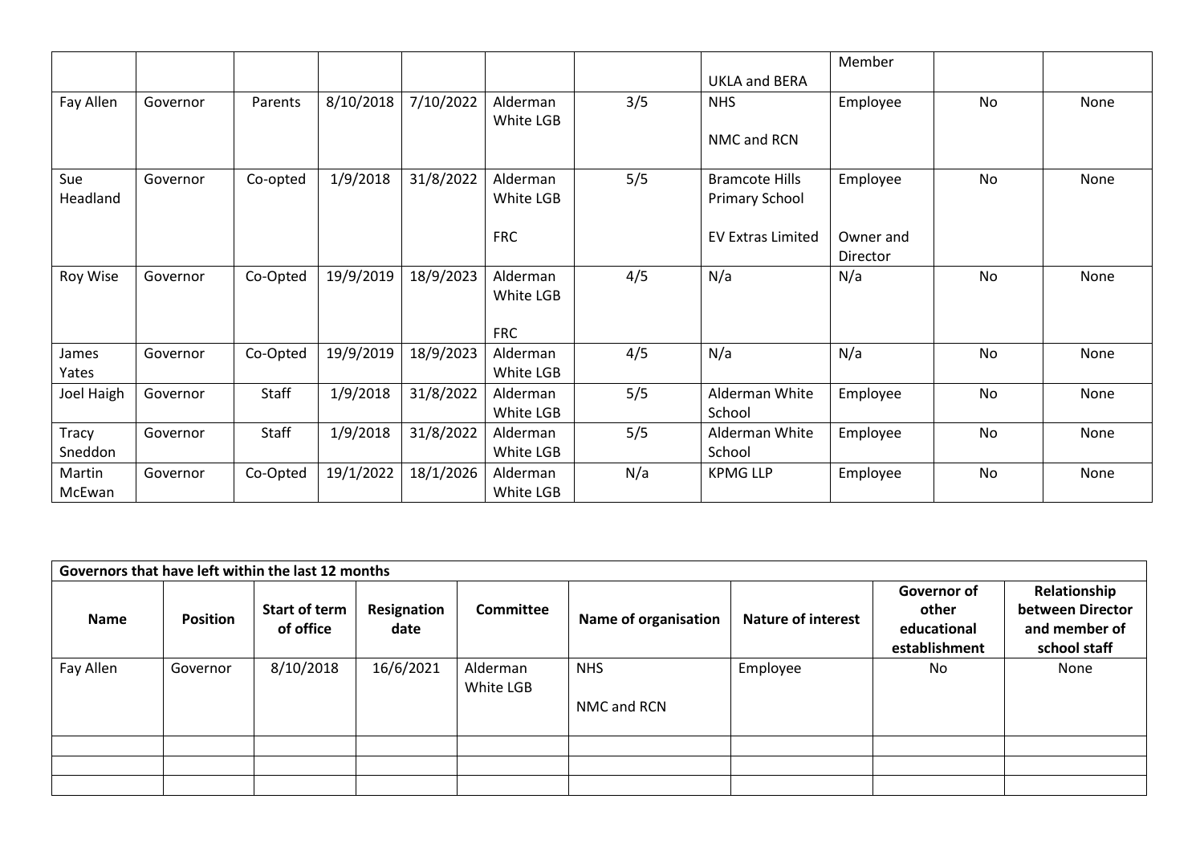| | | | | | | | | | | |
|---|---|---|---|---|---|---|---|---|---|---|
| | | | | | | | UKLA and BERA | Member | | |
| Fay Allen | Governor | Parents | 8/10/2018 | 7/10/2022 | Alderman White LGB | 3/5 | NHS<br><br>NMC and RCN | Employee | No | None |
| Sue Headland | Governor | Co-opted | 1/9/2018 | 31/8/2022 | Alderman White LGB<br><br>FRC | 5/5 | Bramcote Hills Primary School<br><br>EV Extras Limited | Employee<br><br>Owner and Director | No | None |
| Roy Wise | Governor | Co-Opted | 19/9/2019 | 18/9/2023 | Alderman White LGB<br><br>FRC | 4/5 | N/a | N/a | No | None |
| James Yates | Governor | Co-Opted | 19/9/2019 | 18/9/2023 | Alderman White LGB | 4/5 | N/a | N/a | No | None |
| Joel Haigh | Governor | Staff | 1/9/2018 | 31/8/2022 | Alderman White LGB | 5/5 | Alderman White School | Employee | No | None |
| Tracy Sneddon | Governor | Staff | 1/9/2018 | 31/8/2022 | Alderman White LGB | 5/5 | Alderman White School | Employee | No | None |
| Martin McEwan | Governor | Co-Opted | 19/1/2022 | 18/1/2026 | Alderman White LGB | N/a | KPMG LLP | Employee | No | None |

**Governors that have left within the last 12 months**

| Name | Position | Start of term of office | Resignation date | Committee | Name of organisation | Nature of interest | Governor of other educational establishment | Relationship between Director and member of school staff |
|---|---|---|---|---|---|---|---|---|
| Fay Allen | Governor | 8/10/2018 | 16/6/2021 | Alderman White LGB | NHS<br><br>NMC and RCN | Employee | No | None |
| | | | | | | | | |
| | | | | | | | | |
| | | | | | | | | |